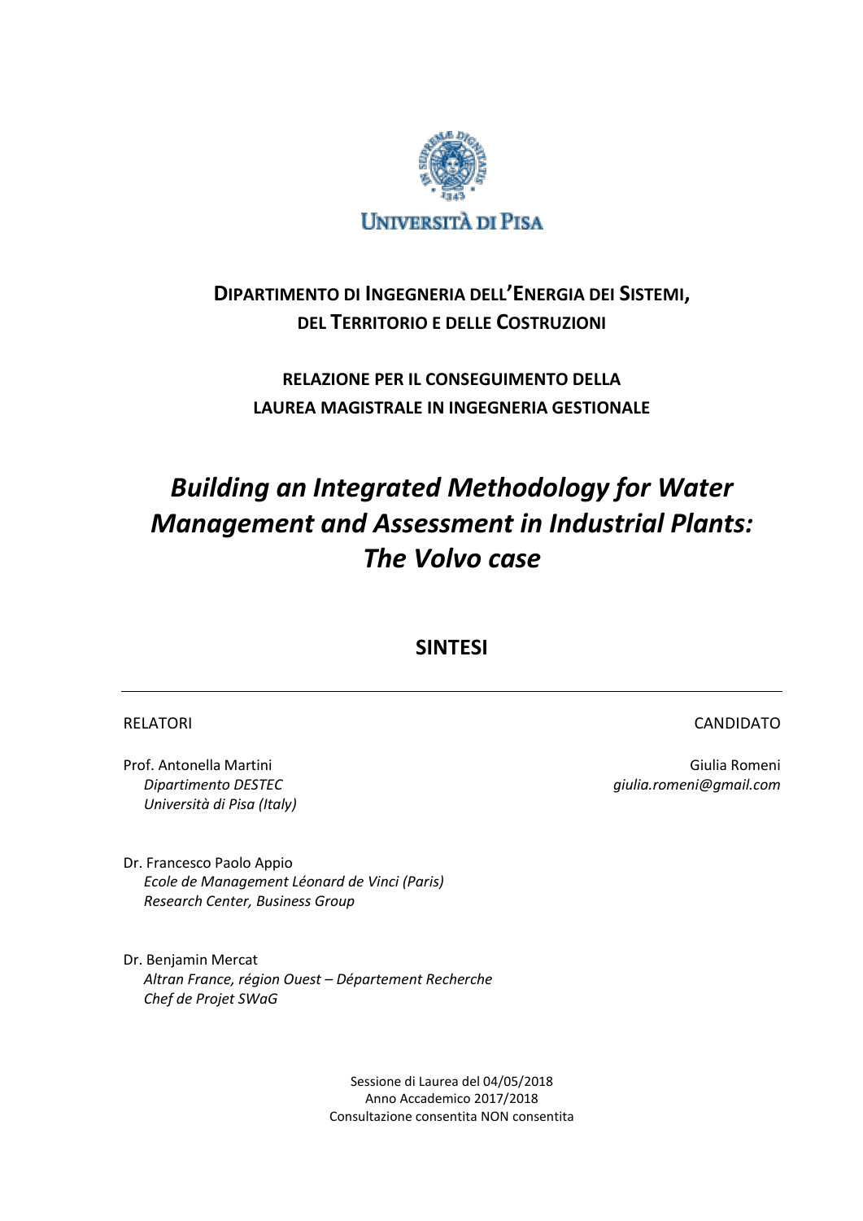UNIVERSITÀ DI PISA

**DIPARTIMENTO DI INGEGNERIA DELL'ENERGIA DEI SISTEMI, DEL TERRITORIO E DELLE COSTRUZIONI**

**RELAZIONE PER IL CONSEGUIMENTO DELLA LAUREA MAGISTRALE IN INGEGNERIA GESTIONALE**

# *Building an Integrated Methodology for Water Management and Assessment in Industrial Plants: The Volvo case*

## SINTESI

---

RELATORI

Prof. Antonella Martini
*Dipartimento DESTEC*
*Università di Pisa (Italy)*

Dr. Francesco Paolo Appio
*Ecole de Management Léonard de Vinci (Paris)*
*Research Center, Business Group*

Dr. Benjamin Mercat
*Altran France, région Ouest – Département Recherche*
*Chef de Projet SWaG*

CANDIDATO

Giulia Romeni
*giulia.romeni@gmail.com*

Sessione di Laurea del 04/05/2018
Anno Accademico 2017/2018
Consultazione consentita NON consentita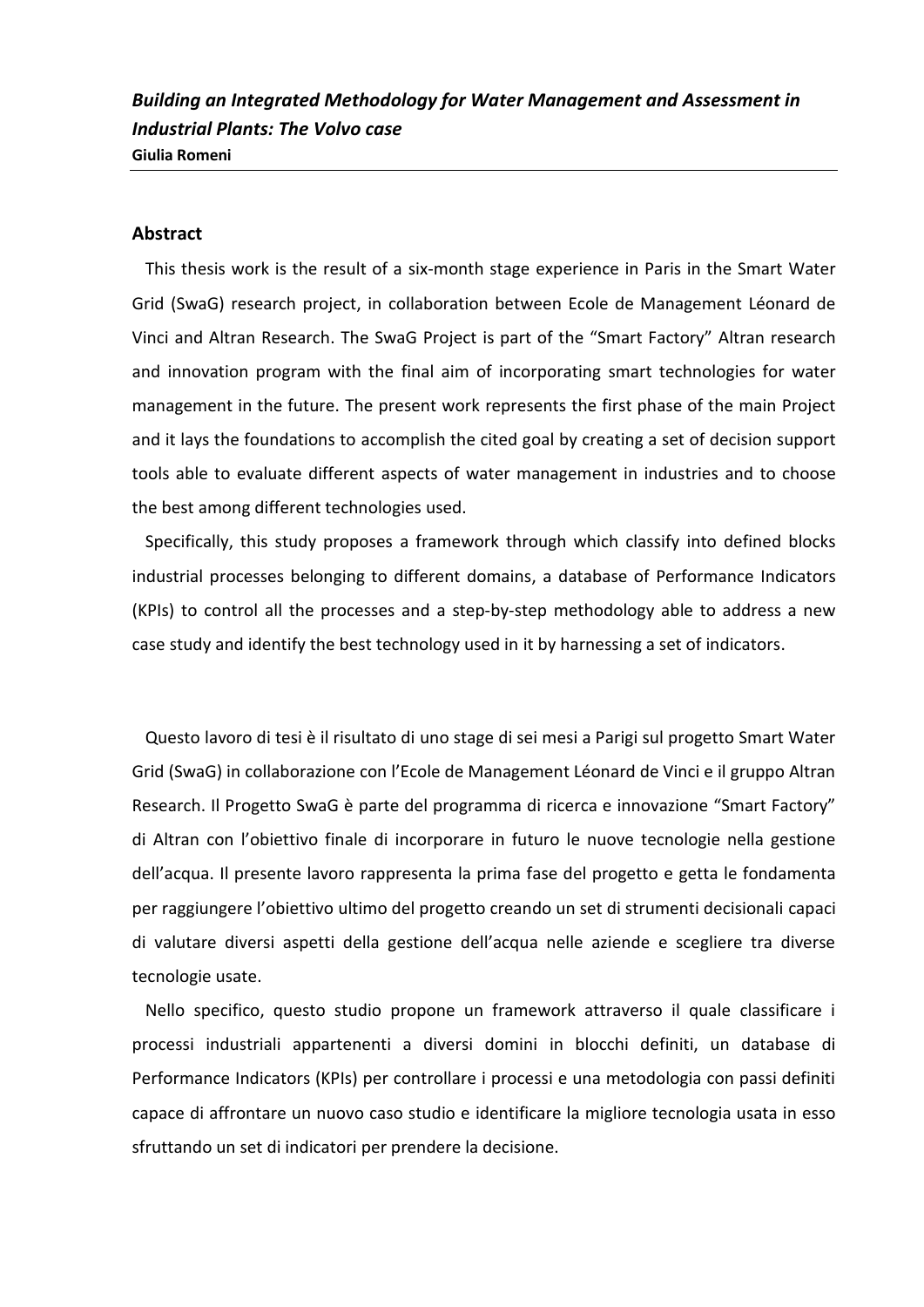*Building an Integrated Methodology for Water Management and Assessment in Industrial Plants: The Volvo case*

**Giulia Romeni**

## Abstract

This thesis work is the result of a six-month stage experience in Paris in the Smart Water Grid (SwaG) research project, in collaboration between Ecole de Management Léonard de Vinci and Altran Research. The SwaG Project is part of the "Smart Factory" Altran research and innovation program with the final aim of incorporating smart technologies for water management in the future. The present work represents the first phase of the main Project and it lays the foundations to accomplish the cited goal by creating a set of decision support tools able to evaluate different aspects of water management in industries and to choose the best among different technologies used.

Specifically, this study proposes a framework through which classify into defined blocks industrial processes belonging to different domains, a database of Performance Indicators (KPIs) to control all the processes and a step-by-step methodology able to address a new case study and identify the best technology used in it by harnessing a set of indicators.

Questo lavoro di tesi è il risultato di uno stage di sei mesi a Parigi sul progetto Smart Water Grid (SwaG) in collaborazione con l'Ecole de Management Léonard de Vinci e il gruppo Altran Research. Il Progetto SwaG è parte del programma di ricerca e innovazione "Smart Factory" di Altran con l'obiettivo finale di incorporare in futuro le nuove tecnologie nella gestione dell'acqua. Il presente lavoro rappresenta la prima fase del progetto e getta le fondamenta per raggiungere l'obiettivo ultimo del progetto creando un set di strumenti decisionali capaci di valutare diversi aspetti della gestione dell'acqua nelle aziende e scegliere tra diverse tecnologie usate.

Nello specifico, questo studio propone un framework attraverso il quale classificare i processi industriali appartenenti a diversi domini in blocchi definiti, un database di Performance Indicators (KPIs) per controllare i processi e una metodologia con passi definiti capace di affrontare un nuovo caso studio e identificare la migliore tecnologia usata in esso sfruttando un set di indicatori per prendere la decisione.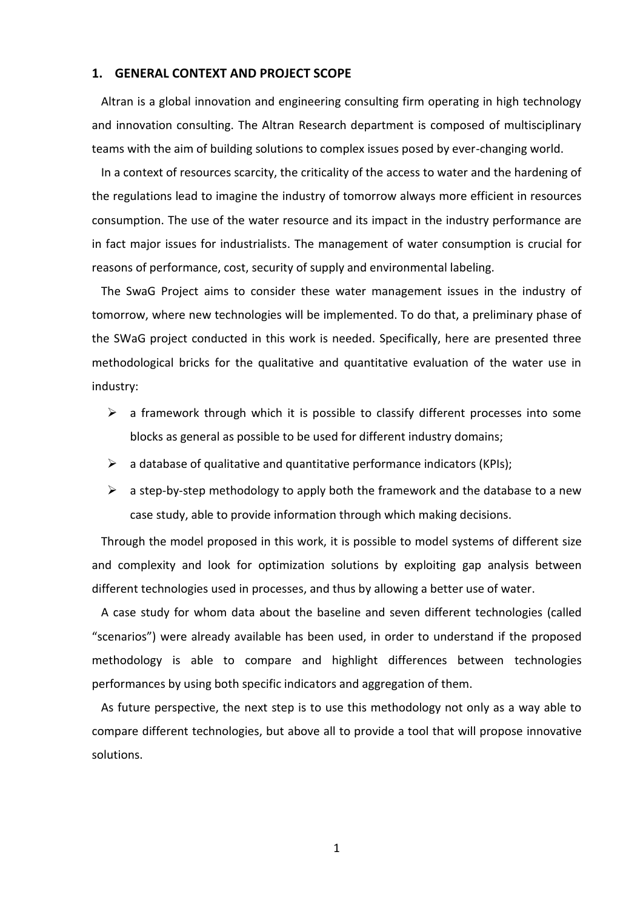## 1. GENERAL CONTEXT AND PROJECT SCOPE

Altran is a global innovation and engineering consulting firm operating in high technology and innovation consulting. The Altran Research department is composed of multisciplinary teams with the aim of building solutions to complex issues posed by ever-changing world.

In a context of resources scarcity, the criticality of the access to water and the hardening of the regulations lead to imagine the industry of tomorrow always more efficient in resources consumption. The use of the water resource and its impact in the industry performance are in fact major issues for industrialists. The management of water consumption is crucial for reasons of performance, cost, security of supply and environmental labeling.

The SwaG Project aims to consider these water management issues in the industry of tomorrow, where new technologies will be implemented. To do that, a preliminary phase of the SWaG project conducted in this work is needed. Specifically, here are presented three methodological bricks for the qualitative and quantitative evaluation of the water use in industry:

- a framework through which it is possible to classify different processes into some blocks as general as possible to be used for different industry domains;
- a database of qualitative and quantitative performance indicators (KPIs);
- a step-by-step methodology to apply both the framework and the database to a new case study, able to provide information through which making decisions.

Through the model proposed in this work, it is possible to model systems of different size and complexity and look for optimization solutions by exploiting gap analysis between different technologies used in processes, and thus by allowing a better use of water.

A case study for whom data about the baseline and seven different technologies (called "scenarios") were already available has been used, in order to understand if the proposed methodology is able to compare and highlight differences between technologies performances by using both specific indicators and aggregation of them.

As future perspective, the next step is to use this methodology not only as a way able to compare different technologies, but above all to provide a tool that will propose innovative solutions.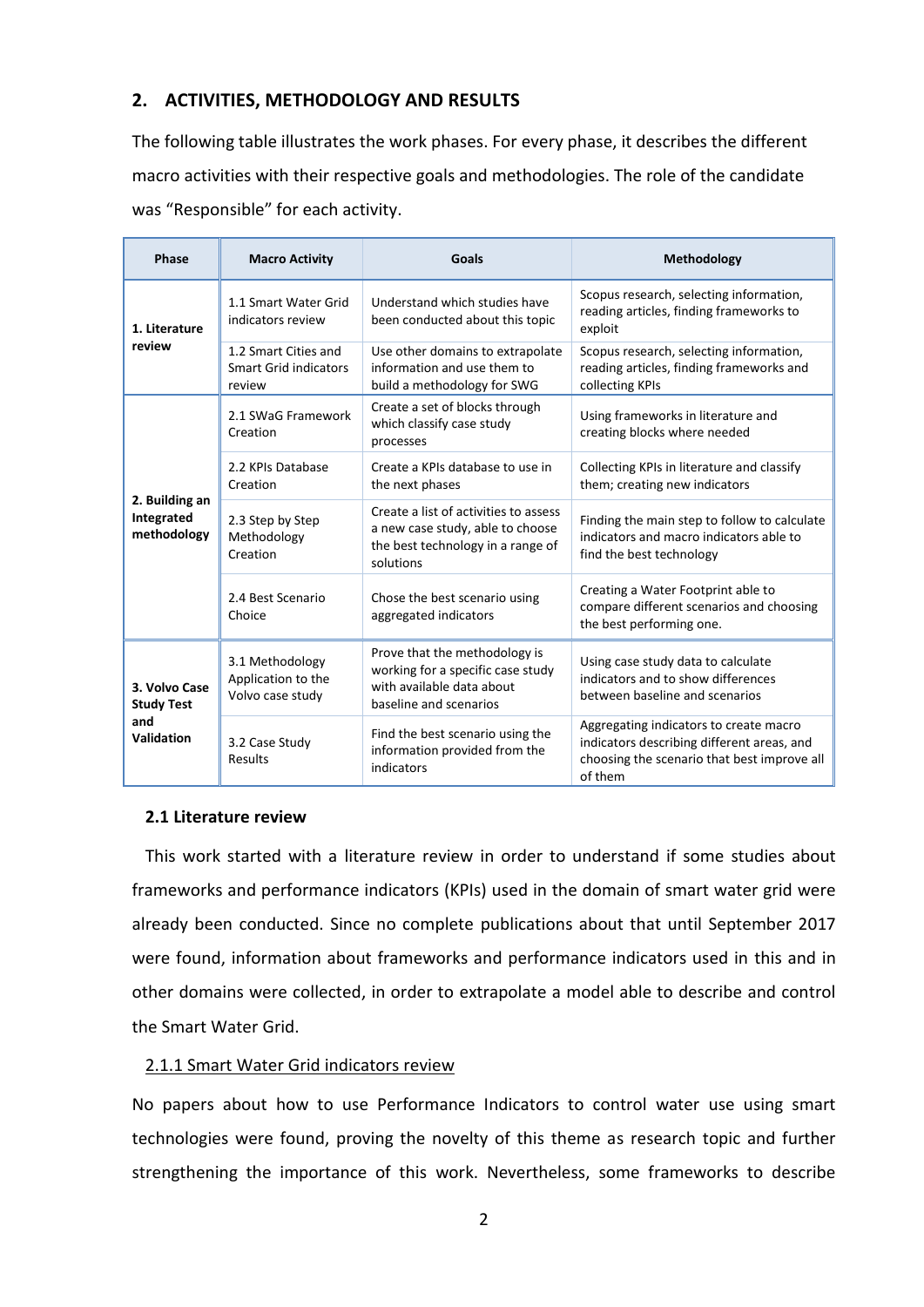## 2. ACTIVITIES, METHODOLOGY AND RESULTS

The following table illustrates the work phases. For every phase, it describes the different macro activities with their respective goals and methodologies. The role of the candidate was "Responsible" for each activity.

| Phase | Macro Activity | Goals | Methodology |
|---|---|---|---|
| **1. Literature review** | 1.1 Smart Water Grid indicators review | Understand which studies have been conducted about this topic | Scopus research, selecting information, reading articles, finding frameworks to exploit |
| | 1.2 Smart Cities and Smart Grid indicators review | Use other domains to extrapolate information and use them to build a methodology for SWG | Scopus research, selecting information, reading articles, finding frameworks and collecting KPIs |
| **2. Building an Integrated methodology** | 2.1 SWaG Framework Creation | Create a set of blocks through which classify case study processes | Using frameworks in literature and creating blocks where needed |
| | 2.2 KPIs Database Creation | Create a KPIs database to use in the next phases | Collecting KPIs in literature and classify them; creating new indicators |
| | 2.3 Step by Step Methodology Creation | Create a list of activities to assess a new case study, able to choose the best technology in a range of solutions | Finding the main step to follow to calculate indicators and macro indicators able to find the best technology |
| | 2.4 Best Scenario Choice | Chose the best scenario using aggregated indicators | Creating a Water Footprint able to compare different scenarios and choosing the best performing one. |
| **3. Volvo Case Study Test and Validation** | 3.1 Methodology Application to the Volvo case study | Prove that the methodology is working for a specific case study with available data about baseline and scenarios | Using case study data to calculate indicators and to show differences between baseline and scenarios |
| | 3.2 Case Study Results | Find the best scenario using the information provided from the indicators | Aggregating indicators to create macro indicators describing different areas, and choosing the scenario that best improve all of them |

### 2.1 Literature review

This work started with a literature review in order to understand if some studies about frameworks and performance indicators (KPIs) used in the domain of smart water grid were already been conducted. Since no complete publications about that until September 2017 were found, information about frameworks and performance indicators used in this and in other domains were collected, in order to extrapolate a model able to describe and control the Smart Water Grid.

#### 2.1.1 Smart Water Grid indicators review

No papers about how to use Performance Indicators to control water use using smart technologies were found, proving the novelty of this theme as research topic and further strengthening the importance of this work. Nevertheless, some frameworks to describe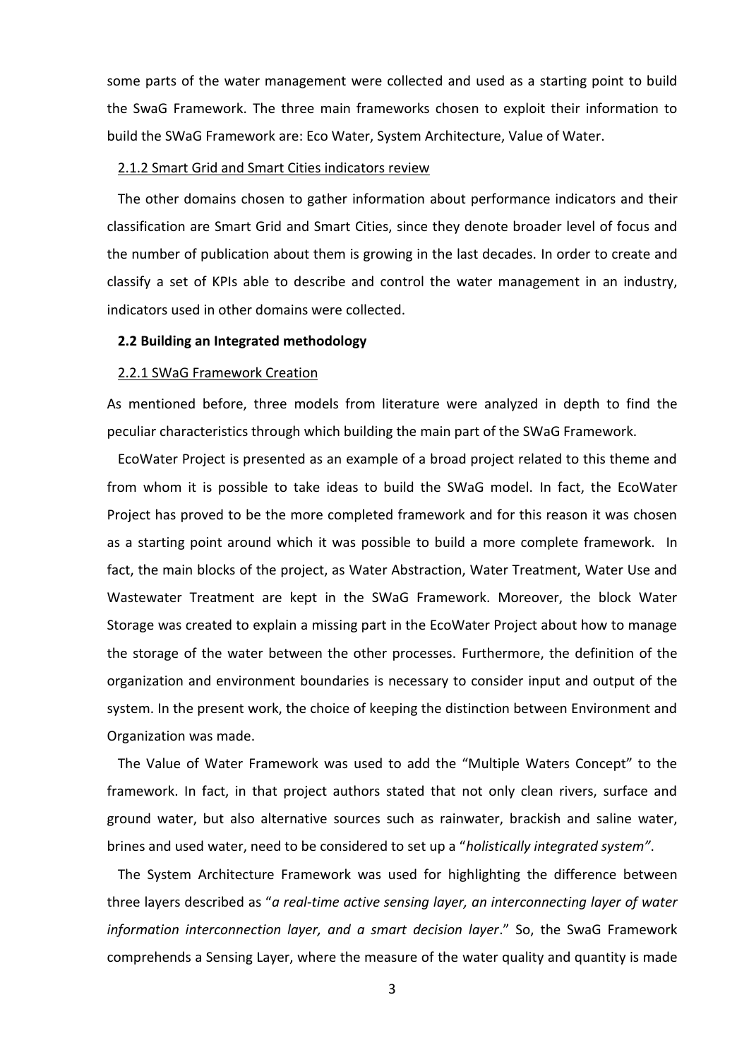some parts of the water management were collected and used as a starting point to build the SwaG Framework. The three main frameworks chosen to exploit their information to build the SWaG Framework are: Eco Water, System Architecture, Value of Water.

#### 2.1.2 Smart Grid and Smart Cities indicators review

The other domains chosen to gather information about performance indicators and their classification are Smart Grid and Smart Cities, since they denote broader level of focus and the number of publication about them is growing in the last decades. In order to create and classify a set of KPIs able to describe and control the water management in an industry, indicators used in other domains were collected.

### 2.2 Building an Integrated methodology

#### 2.2.1 SWaG Framework Creation

As mentioned before, three models from literature were analyzed in depth to find the peculiar characteristics through which building the main part of the SWaG Framework.

EcoWater Project is presented as an example of a broad project related to this theme and from whom it is possible to take ideas to build the SWaG model. In fact, the EcoWater Project has proved to be the more completed framework and for this reason it was chosen as a starting point around which it was possible to build a more complete framework. In fact, the main blocks of the project, as Water Abstraction, Water Treatment, Water Use and Wastewater Treatment are kept in the SWaG Framework. Moreover, the block Water Storage was created to explain a missing part in the EcoWater Project about how to manage the storage of the water between the other processes. Furthermore, the definition of the organization and environment boundaries is necessary to consider input and output of the system. In the present work, the choice of keeping the distinction between Environment and Organization was made.

The Value of Water Framework was used to add the "Multiple Waters Concept" to the framework. In fact, in that project authors stated that not only clean rivers, surface and ground water, but also alternative sources such as rainwater, brackish and saline water, brines and used water, need to be considered to set up a "*holistically integrated system"*.

The System Architecture Framework was used for highlighting the difference between three layers described as "*a real-time active sensing layer, an interconnecting layer of water information interconnection layer, and a smart decision layer*." So, the SwaG Framework comprehends a Sensing Layer, where the measure of the water quality and quantity is made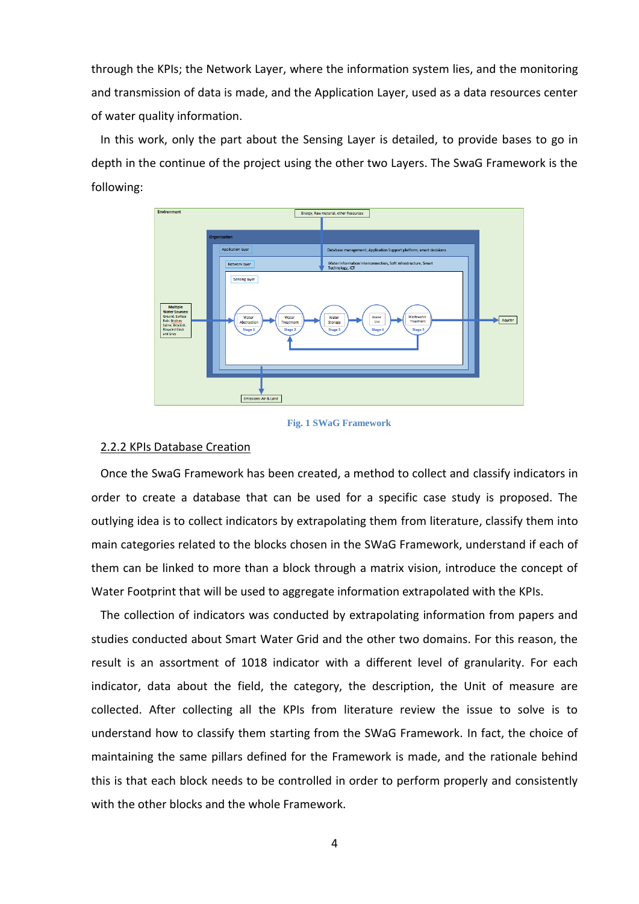through the KPIs; the Network Layer, where the information system lies, and the monitoring and transmission of data is made, and the Application Layer, used as a data resources center of water quality information.

In this work, only the part about the Sensing Layer is detailed, to provide bases to go in depth in the continue of the project using the other two Layers. The SwaG Framework is the following:

Fig. 1 SWaG Framework

### 2.2.2 KPIs Database Creation

Once the SwaG Framework has been created, a method to collect and classify indicators in order to create a database that can be used for a specific case study is proposed. The outlying idea is to collect indicators by extrapolating them from literature, classify them into main categories related to the blocks chosen in the SWaG Framework, understand if each of them can be linked to more than a block through a matrix vision, introduce the concept of Water Footprint that will be used to aggregate information extrapolated with the KPIs.

The collection of indicators was conducted by extrapolating information from papers and studies conducted about Smart Water Grid and the other two domains. For this reason, the result is an assortment of 1018 indicator with a different level of granularity. For each indicator, data about the field, the category, the description, the Unit of measure are collected. After collecting all the KPIs from literature review the issue to solve is to understand how to classify them starting from the SWaG Framework. In fact, the choice of maintaining the same pillars defined for the Framework is made, and the rationale behind this is that each block needs to be controlled in order to perform properly and consistently with the other blocks and the whole Framework.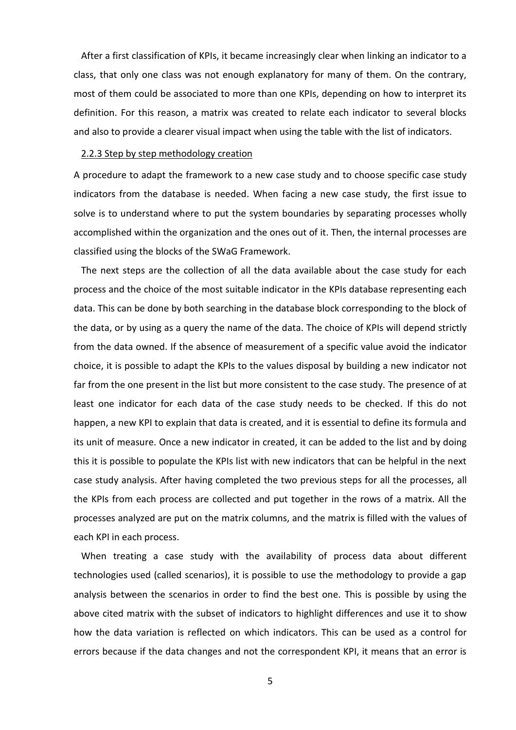After a first classification of KPIs, it became increasingly clear when linking an indicator to a class, that only one class was not enough explanatory for many of them. On the contrary, most of them could be associated to more than one KPIs, depending on how to interpret its definition. For this reason, a matrix was created to relate each indicator to several blocks and also to provide a clearer visual impact when using the table with the list of indicators.

### 2.2.3 Step by step methodology creation

A procedure to adapt the framework to a new case study and to choose specific case study indicators from the database is needed. When facing a new case study, the first issue to solve is to understand where to put the system boundaries by separating processes wholly accomplished within the organization and the ones out of it. Then, the internal processes are classified using the blocks of the SWaG Framework.

The next steps are the collection of all the data available about the case study for each process and the choice of the most suitable indicator in the KPIs database representing each data. This can be done by both searching in the database block corresponding to the block of the data, or by using as a query the name of the data. The choice of KPIs will depend strictly from the data owned. If the absence of measurement of a specific value avoid the indicator choice, it is possible to adapt the KPIs to the values disposal by building a new indicator not far from the one present in the list but more consistent to the case study. The presence of at least one indicator for each data of the case study needs to be checked. If this do not happen, a new KPI to explain that data is created, and it is essential to define its formula and its unit of measure. Once a new indicator in created, it can be added to the list and by doing this it is possible to populate the KPIs list with new indicators that can be helpful in the next case study analysis. After having completed the two previous steps for all the processes, all the KPIs from each process are collected and put together in the rows of a matrix. All the processes analyzed are put on the matrix columns, and the matrix is filled with the values of each KPI in each process.

When treating a case study with the availability of process data about different technologies used (called scenarios), it is possible to use the methodology to provide a gap analysis between the scenarios in order to find the best one. This is possible by using the above cited matrix with the subset of indicators to highlight differences and use it to show how the data variation is reflected on which indicators. This can be used as a control for errors because if the data changes and not the correspondent KPI, it means that an error is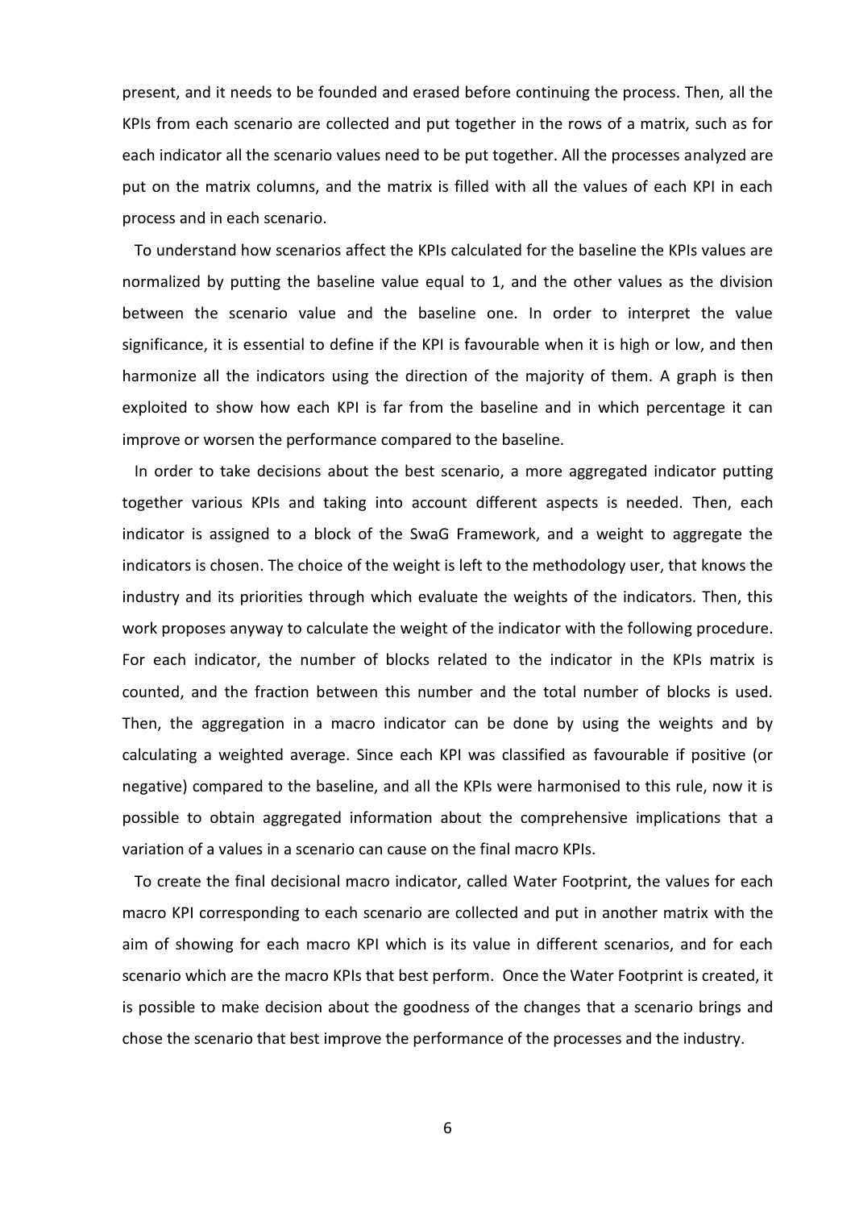present, and it needs to be founded and erased before continuing the process. Then, all the KPIs from each scenario are collected and put together in the rows of a matrix, such as for each indicator all the scenario values need to be put together. All the processes analyzed are put on the matrix columns, and the matrix is filled with all the values of each KPI in each process and in each scenario.

To understand how scenarios affect the KPIs calculated for the baseline the KPIs values are normalized by putting the baseline value equal to 1, and the other values as the division between the scenario value and the baseline one. In order to interpret the value significance, it is essential to define if the KPI is favourable when it is high or low, and then harmonize all the indicators using the direction of the majority of them. A graph is then exploited to show how each KPI is far from the baseline and in which percentage it can improve or worsen the performance compared to the baseline.

In order to take decisions about the best scenario, a more aggregated indicator putting together various KPIs and taking into account different aspects is needed. Then, each indicator is assigned to a block of the SwaG Framework, and a weight to aggregate the indicators is chosen. The choice of the weight is left to the methodology user, that knows the industry and its priorities through which evaluate the weights of the indicators. Then, this work proposes anyway to calculate the weight of the indicator with the following procedure. For each indicator, the number of blocks related to the indicator in the KPIs matrix is counted, and the fraction between this number and the total number of blocks is used. Then, the aggregation in a macro indicator can be done by using the weights and by calculating a weighted average. Since each KPI was classified as favourable if positive (or negative) compared to the baseline, and all the KPIs were harmonised to this rule, now it is possible to obtain aggregated information about the comprehensive implications that a variation of a values in a scenario can cause on the final macro KPIs.

To create the final decisional macro indicator, called Water Footprint, the values for each macro KPI corresponding to each scenario are collected and put in another matrix with the aim of showing for each macro KPI which is its value in different scenarios, and for each scenario which are the macro KPIs that best perform. Once the Water Footprint is created, it is possible to make decision about the goodness of the changes that a scenario brings and chose the scenario that best improve the performance of the processes and the industry.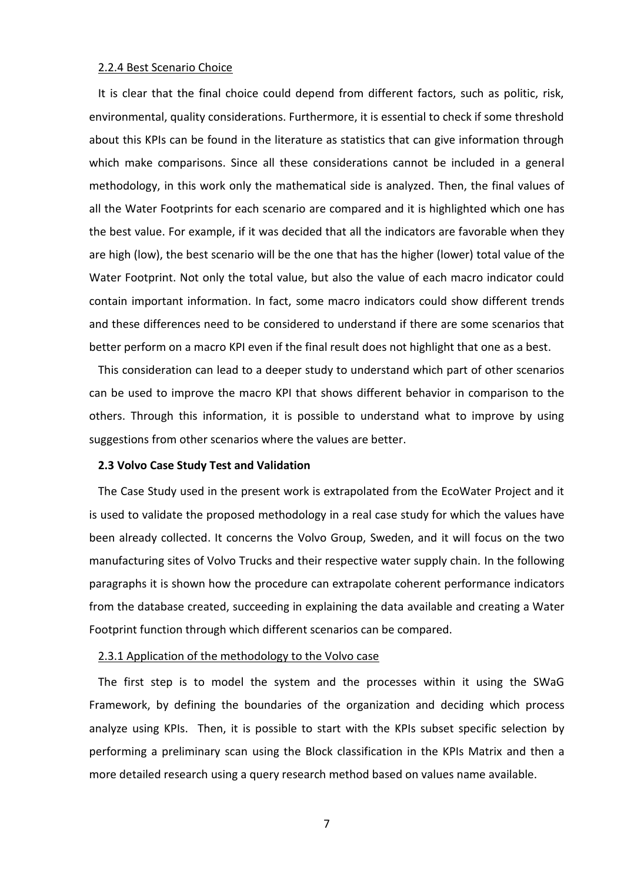#### 2.2.4 Best Scenario Choice

It is clear that the final choice could depend from different factors, such as politic, risk, environmental, quality considerations. Furthermore, it is essential to check if some threshold about this KPIs can be found in the literature as statistics that can give information through which make comparisons. Since all these considerations cannot be included in a general methodology, in this work only the mathematical side is analyzed. Then, the final values of all the Water Footprints for each scenario are compared and it is highlighted which one has the best value. For example, if it was decided that all the indicators are favorable when they are high (low), the best scenario will be the one that has the higher (lower) total value of the Water Footprint. Not only the total value, but also the value of each macro indicator could contain important information. In fact, some macro indicators could show different trends and these differences need to be considered to understand if there are some scenarios that better perform on a macro KPI even if the final result does not highlight that one as a best.

This consideration can lead to a deeper study to understand which part of other scenarios can be used to improve the macro KPI that shows different behavior in comparison to the others. Through this information, it is possible to understand what to improve by using suggestions from other scenarios where the values are better.

### 2.3 Volvo Case Study Test and Validation

The Case Study used in the present work is extrapolated from the EcoWater Project and it is used to validate the proposed methodology in a real case study for which the values have been already collected. It concerns the Volvo Group, Sweden, and it will focus on the two manufacturing sites of Volvo Trucks and their respective water supply chain. In the following paragraphs it is shown how the procedure can extrapolate coherent performance indicators from the database created, succeeding in explaining the data available and creating a Water Footprint function through which different scenarios can be compared.

#### 2.3.1 Application of the methodology to the Volvo case

The first step is to model the system and the processes within it using the SWaG Framework, by defining the boundaries of the organization and deciding which process analyze using KPIs. Then, it is possible to start with the KPIs subset specific selection by performing a preliminary scan using the Block classification in the KPIs Matrix and then a more detailed research using a query research method based on values name available.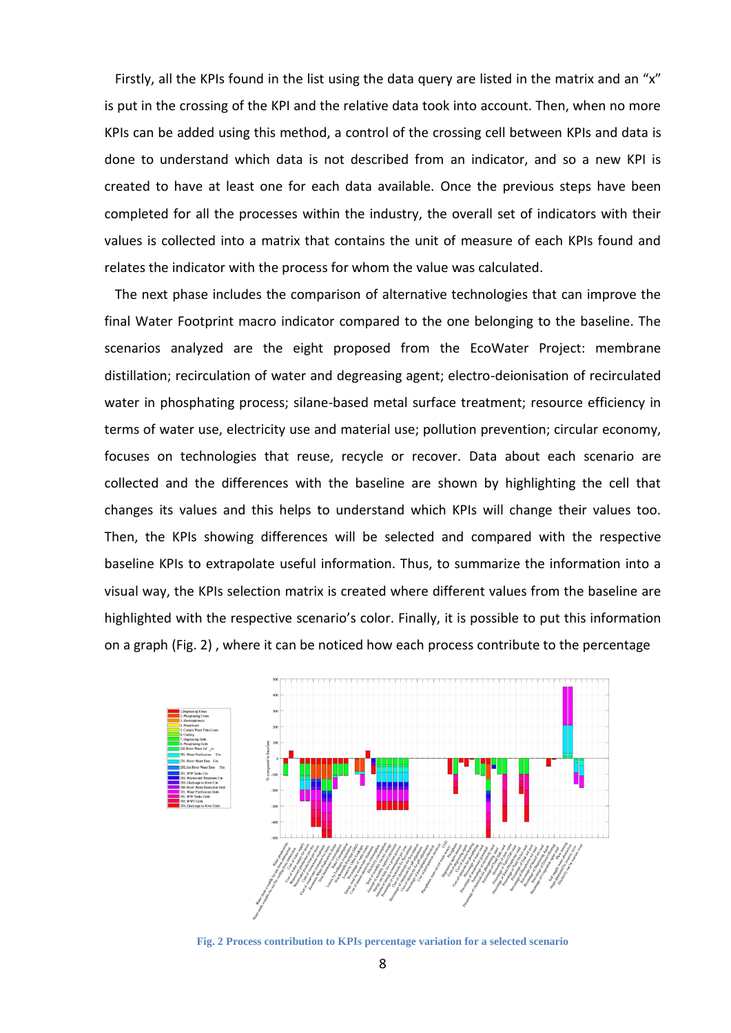Firstly, all the KPIs found in the list using the data query are listed in the matrix and an "x" is put in the crossing of the KPI and the relative data took into account. Then, when no more KPIs can be added using this method, a control of the crossing cell between KPIs and data is done to understand which data is not described from an indicator, and so a new KPI is created to have at least one for each data available. Once the previous steps have been completed for all the processes within the industry, the overall set of indicators with their values is collected into a matrix that contains the unit of measure of each KPIs found and relates the indicator with the process for whom the value was calculated.

The next phase includes the comparison of alternative technologies that can improve the final Water Footprint macro indicator compared to the one belonging to the baseline. The scenarios analyzed are the eight proposed from the EcoWater Project: membrane distillation; recirculation of water and degreasing agent; electro-deionisation of recirculated water in phosphating process; silane-based metal surface treatment; resource efficiency in terms of water use, electricity use and material use; pollution prevention; circular economy, focuses on technologies that reuse, recycle or recover. Data about each scenario are collected and the differences with the baseline are shown by highlighting the cell that changes its values and this helps to understand which KPIs will change their values too. Then, the KPIs showing differences will be selected and compared with the respective baseline KPIs to extrapolate useful information. Thus, to summarize the information into a visual way, the KPIs selection matrix is created where different values from the baseline are highlighted with the respective scenario's color. Finally, it is possible to put this information on a graph (Fig. 2) , where it can be noticed how each process contribute to the percentage

**Fig. 2 Process contribution to KPIs percentage variation for a selected scenario**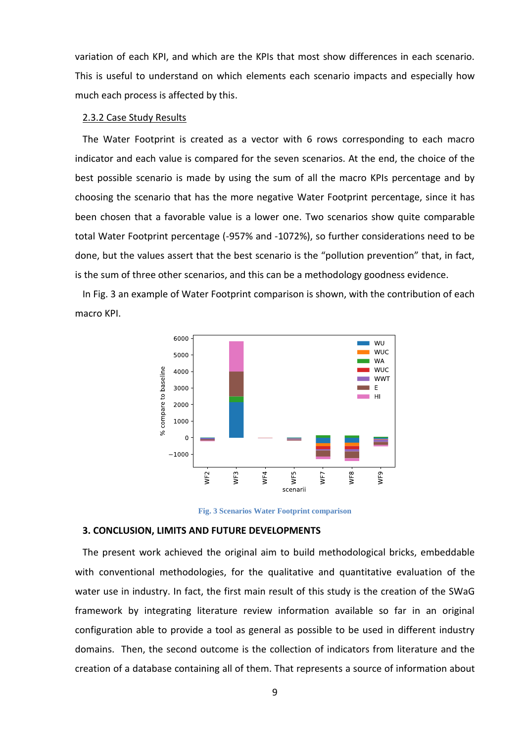variation of each KPI, and which are the KPIs that most show differences in each scenario. This is useful to understand on which elements each scenario impacts and especially how much each process is affected by this.

### 2.3.2 Case Study Results

The Water Footprint is created as a vector with 6 rows corresponding to each macro indicator and each value is compared for the seven scenarios. At the end, the choice of the best possible scenario is made by using the sum of all the macro KPIs percentage and by choosing the scenario that has the more negative Water Footprint percentage, since it has been chosen that a favorable value is a lower one. Two scenarios show quite comparable total Water Footprint percentage (-957% and -1072%), so further considerations need to be done, but the values assert that the best scenario is the "pollution prevention" that, in fact, is the sum of three other scenarios, and this can be a methodology goodness evidence.

In Fig. 3 an example of Water Footprint comparison is shown, with the contribution of each macro KPI.

Fig. 3 Scenarios Water Footprint comparison

## 3. CONCLUSION, LIMITS AND FUTURE DEVELOPMENTS

The present work achieved the original aim to build methodological bricks, embeddable with conventional methodologies, for the qualitative and quantitative evaluation of the water use in industry. In fact, the first main result of this study is the creation of the SWaG framework by integrating literature review information available so far in an original configuration able to provide a tool as general as possible to be used in different industry domains. Then, the second outcome is the collection of indicators from literature and the creation of a database containing all of them. That represents a source of information about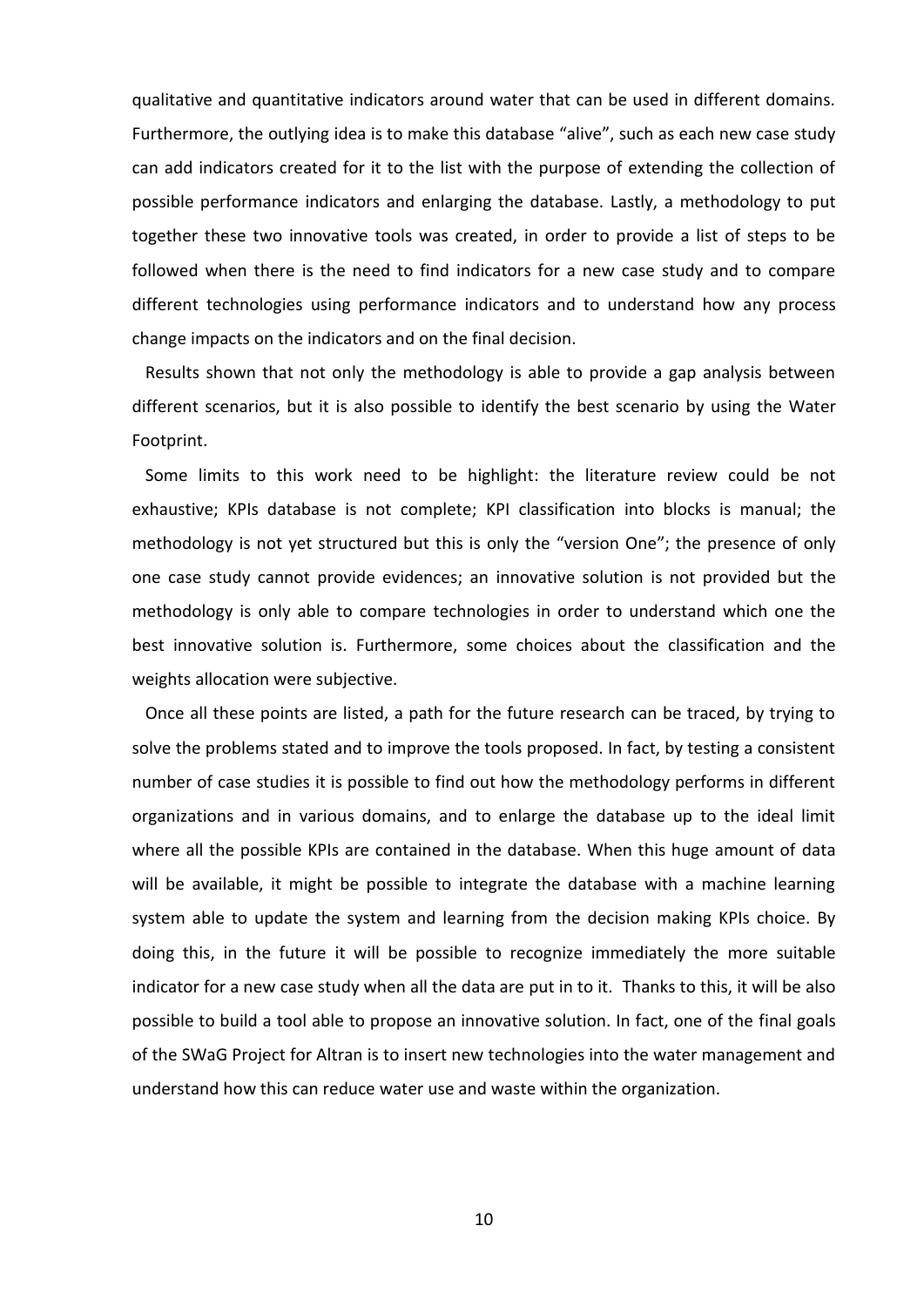qualitative and quantitative indicators around water that can be used in different domains. Furthermore, the outlying idea is to make this database "alive", such as each new case study can add indicators created for it to the list with the purpose of extending the collection of possible performance indicators and enlarging the database. Lastly, a methodology to put together these two innovative tools was created, in order to provide a list of steps to be followed when there is the need to find indicators for a new case study and to compare different technologies using performance indicators and to understand how any process change impacts on the indicators and on the final decision.

Results shown that not only the methodology is able to provide a gap analysis between different scenarios, but it is also possible to identify the best scenario by using the Water Footprint.

Some limits to this work need to be highlight: the literature review could be not exhaustive; KPIs database is not complete; KPI classification into blocks is manual; the methodology is not yet structured but this is only the "version One"; the presence of only one case study cannot provide evidences; an innovative solution is not provided but the methodology is only able to compare technologies in order to understand which one the best innovative solution is. Furthermore, some choices about the classification and the weights allocation were subjective.

Once all these points are listed, a path for the future research can be traced, by trying to solve the problems stated and to improve the tools proposed. In fact, by testing a consistent number of case studies it is possible to find out how the methodology performs in different organizations and in various domains, and to enlarge the database up to the ideal limit where all the possible KPIs are contained in the database. When this huge amount of data will be available, it might be possible to integrate the database with a machine learning system able to update the system and learning from the decision making KPIs choice. By doing this, in the future it will be possible to recognize immediately the more suitable indicator for a new case study when all the data are put in to it. Thanks to this, it will be also possible to build a tool able to propose an innovative solution. In fact, one of the final goals of the SWaG Project for Altran is to insert new technologies into the water management and understand how this can reduce water use and waste within the organization.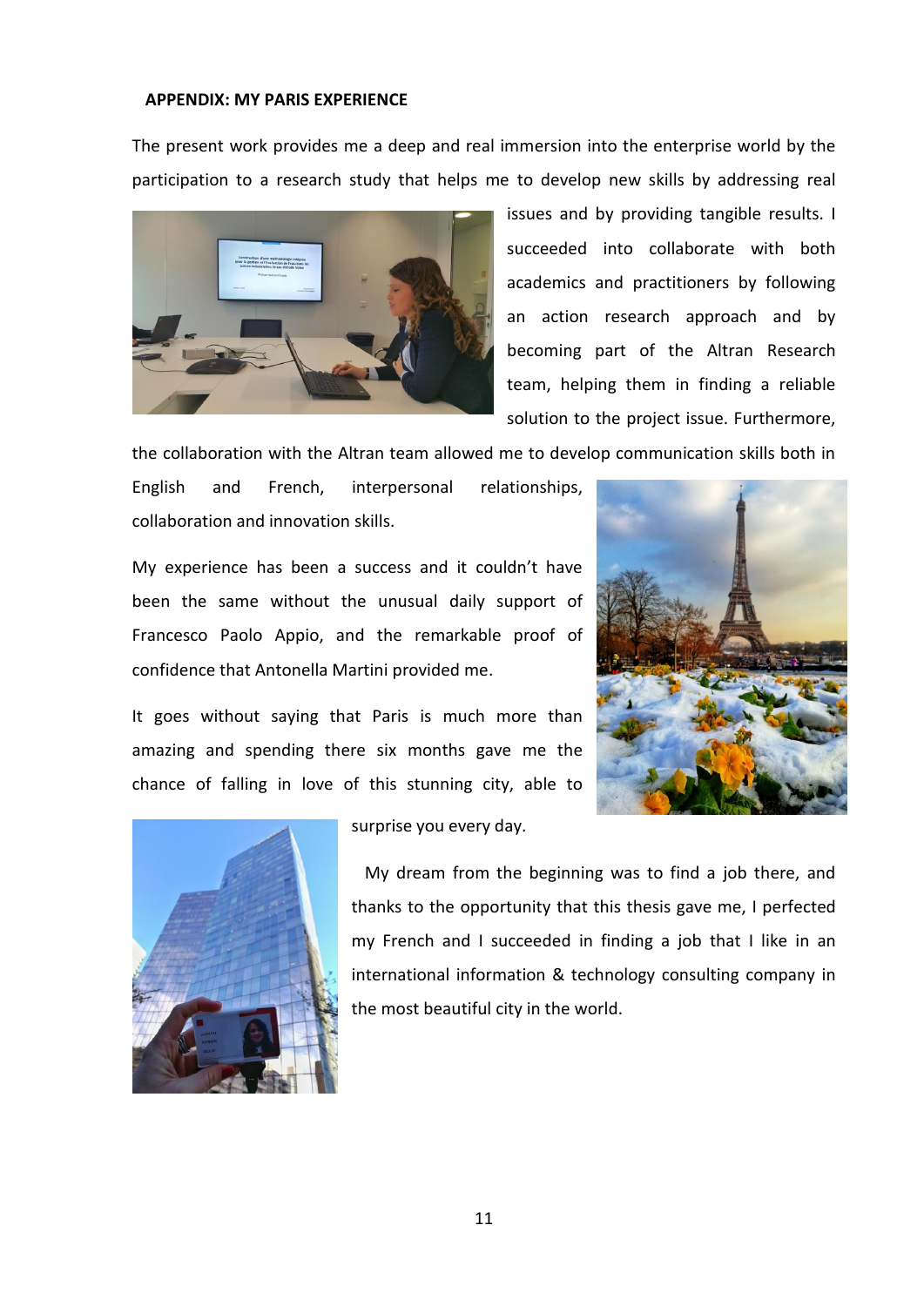**APPENDIX: MY PARIS EXPERIENCE**

The present work provides me a deep and real immersion into the enterprise world by the participation to a research study that helps me to develop new skills by addressing real issues and by providing tangible results. I succeeded into collaborate with both academics and practitioners by following an action research approach and by becoming part of the Altran Research team, helping them in finding a reliable solution to the project issue. Furthermore, the collaboration with the Altran team allowed me to develop communication skills both in English and French, interpersonal relationships, collaboration and innovation skills.

My experience has been a success and it couldn't have been the same without the unusual daily support of Francesco Paolo Appio, and the remarkable proof of confidence that Antonella Martini provided me.

It goes without saying that Paris is much more than amazing and spending there six months gave me the chance of falling in love of this stunning city, able to surprise you every day.

My dream from the beginning was to find a job there, and thanks to the opportunity that this thesis gave me, I perfected my French and I succeeded in finding a job that I like in an international information & technology consulting company in the most beautiful city in the world.